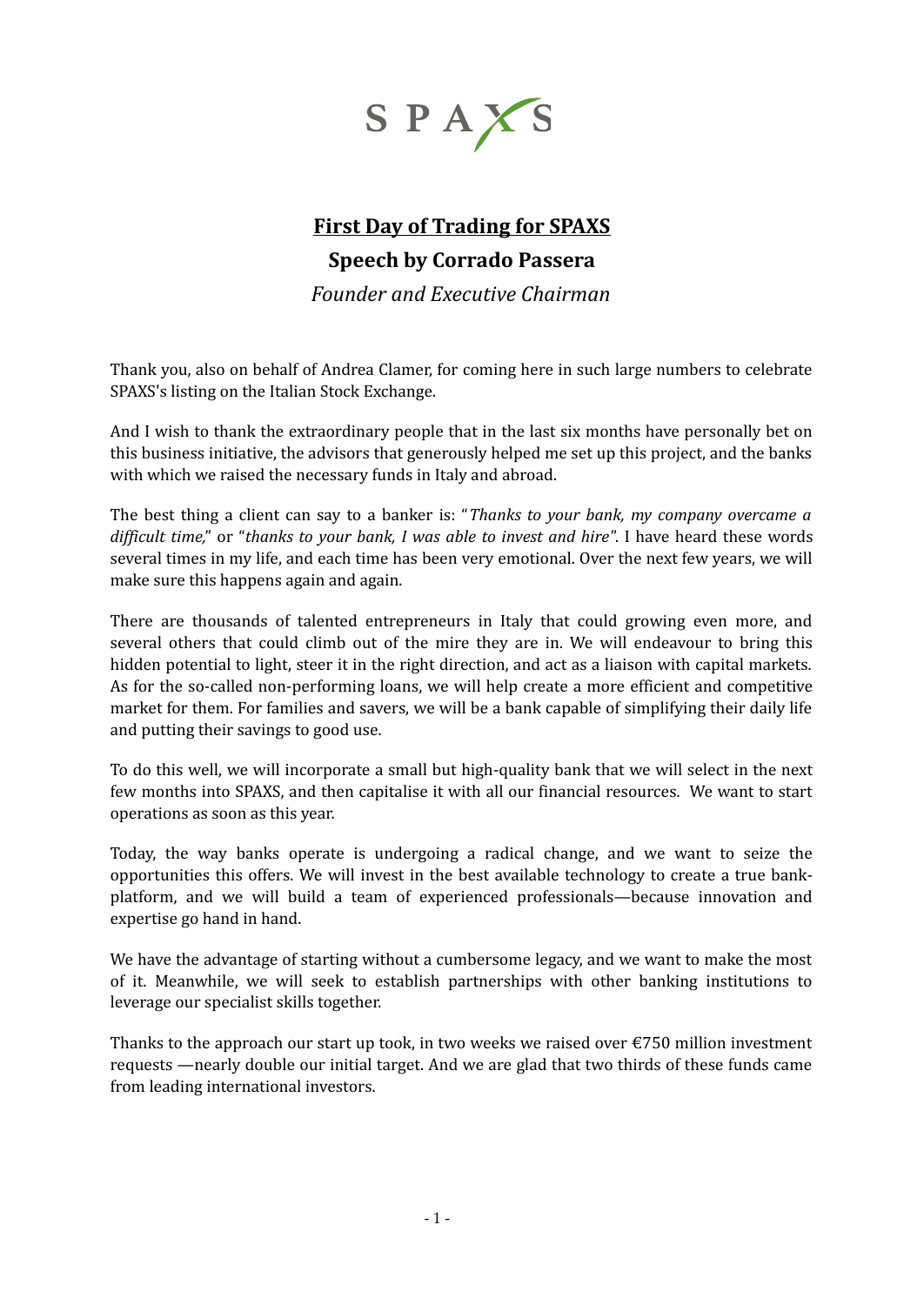SPAXS

# First Day of Trading for SPAXS

## Speech by Corrado Passera

*Founder and Executive Chairman*

Thank you, also on behalf of Andrea Clamer, for coming here in such large numbers to celebrate SPAXS's listing on the Italian Stock Exchange.

And I wish to thank the extraordinary people that in the last six months have personally bet on this business initiative, the advisors that generously helped me set up this project, and the banks with which we raised the necessary funds in Italy and abroad.

The best thing a client can say to a banker is: "*Thanks to your bank, my company overcame a difficult time,*" or "*thanks to your bank, I was able to invest and hire*". I have heard these words several times in my life, and each time has been very emotional. Over the next few years, we will make sure this happens again and again.

There are thousands of talented entrepreneurs in Italy that could growing even more, and several others that could climb out of the mire they are in. We will endeavour to bring this hidden potential to light, steer it in the right direction, and act as a liaison with capital markets. As for the so-called non-performing loans, we will help create a more efficient and competitive market for them. For families and savers, we will be a bank capable of simplifying their daily life and putting their savings to good use.

To do this well, we will incorporate a small but high-quality bank that we will select in the next few months into SPAXS, and then capitalise it with all our financial resources. We want to start operations as soon as this year.

Today, the way banks operate is undergoing a radical change, and we want to seize the opportunities this offers. We will invest in the best available technology to create a true bank-platform, and we will build a team of experienced professionals—because innovation and expertise go hand in hand.

We have the advantage of starting without a cumbersome legacy, and we want to make the most of it. Meanwhile, we will seek to establish partnerships with other banking institutions to leverage our specialist skills together.

Thanks to the approach our start up took, in two weeks we raised over €750 million investment requests —nearly double our initial target. And we are glad that two thirds of these funds came from leading international investors.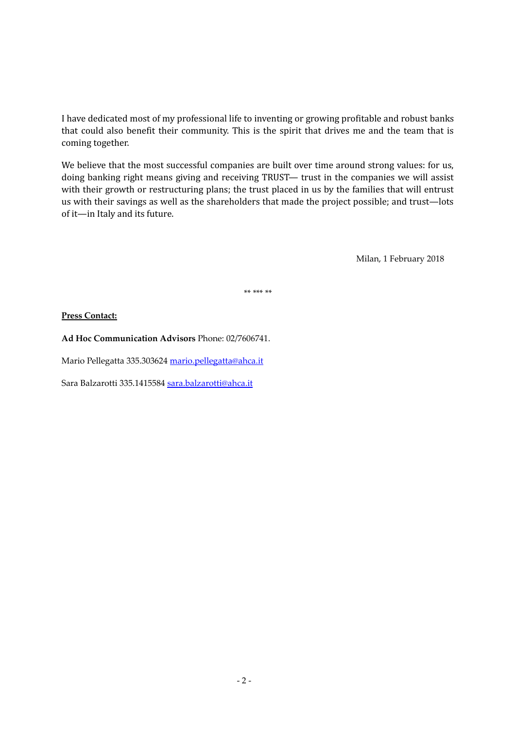I have dedicated most of my professional life to inventing or growing profitable and robust banks that could also benefit their community. This is the spirit that drives me and the team that is coming together.

We believe that the most successful companies are built over time around strong values: for us, doing banking right means giving and receiving TRUST— trust in the companies we will assist with their growth or restructuring plans; the trust placed in us by the families that will entrust us with their savings as well as the shareholders that made the project possible; and trust—lots of it—in Italy and its future.

Milan, 1 February 2018

** *** **

**<u>Press Contact:</u>**

**Ad Hoc Communication Advisors** Phone: 02/7606741.

Mario Pellegatta 335.303624 mario.pellegatta@ahca.it

Sara Balzarotti 335.1415584 sara.balzarotti@ahca.it